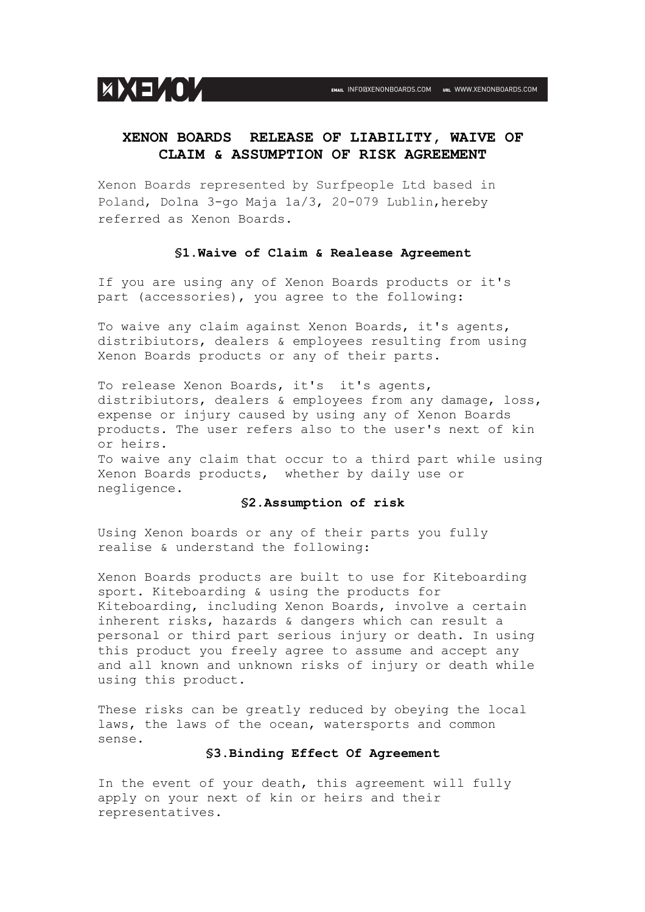# XENON BOARDS RELEASE OF LIABILITY, WAIVE OF CLAIM & ASSUMPTION OF RISK AGREEMENT

Xenon Boards represented by Surfpeople Ltd based in Poland, Dolna 3-go Maja 1a/3, 20-079 Lublin,hereby referred as Xenon Boards.

## §1.Waive of Claim & Realease Agreement

If you are using any of Xenon Boards products or it's part (accessories), you agree to the following:

To waive any claim against Xenon Boards, it's agents, distribiutors, dealers & employees resulting from using Xenon Boards products or any of their parts.

To release Xenon Boards, it's it's agents, distribiutors, dealers & employees from any damage, loss, expense or injury caused by using any of Xenon Boards products. The user refers also to the user's next of kin or heirs.
To waive any claim that occur to a third part while using Xenon Boards products, whether by daily use or negligence.

## §2.Assumption of risk

Using Xenon boards or any of their parts you fully realise & understand the following:

Xenon Boards products are built to use for Kiteboarding sport. Kiteboarding & using the products for Kiteboarding, including Xenon Boards, involve a certain inherent risks, hazards & dangers which can result a personal or third part serious injury or death. In using this product you freely agree to assume and accept any and all known and unknown risks of injury or death while using this product.

These risks can be greatly reduced by obeying the local laws, the laws of the ocean, watersports and common sense.

## §3.Binding Effect Of Agreement

In the event of your death, this agreement will fully apply on your next of kin or heirs and their representatives.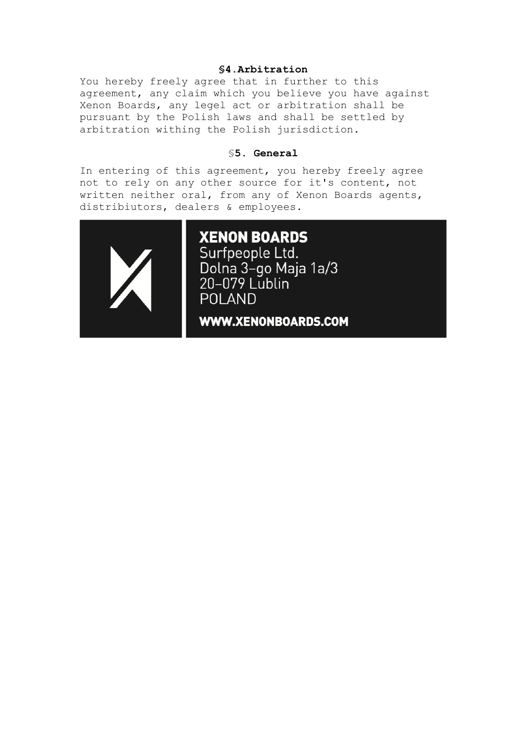### §4.Arbitration

You hereby freely agree that in further to this agreement, any claim which you believe you have against Xenon Boards, any legel act or arbitration shall be pursuant by the Polish laws and shall be settled by arbitration withing the Polish jurisdiction.

### §5. General

In entering of this agreement, you hereby freely agree not to rely on any other source for it's content, not written neither oral, from any of Xenon Boards agents, distribiutors, dealers & employees.

**XENON BOARDS**
Surfpeople Ltd.
Dolna 3-go Maja 1a/3
20-079 Lublin
POLAND

**WWW.XENONBOARDS.COM**